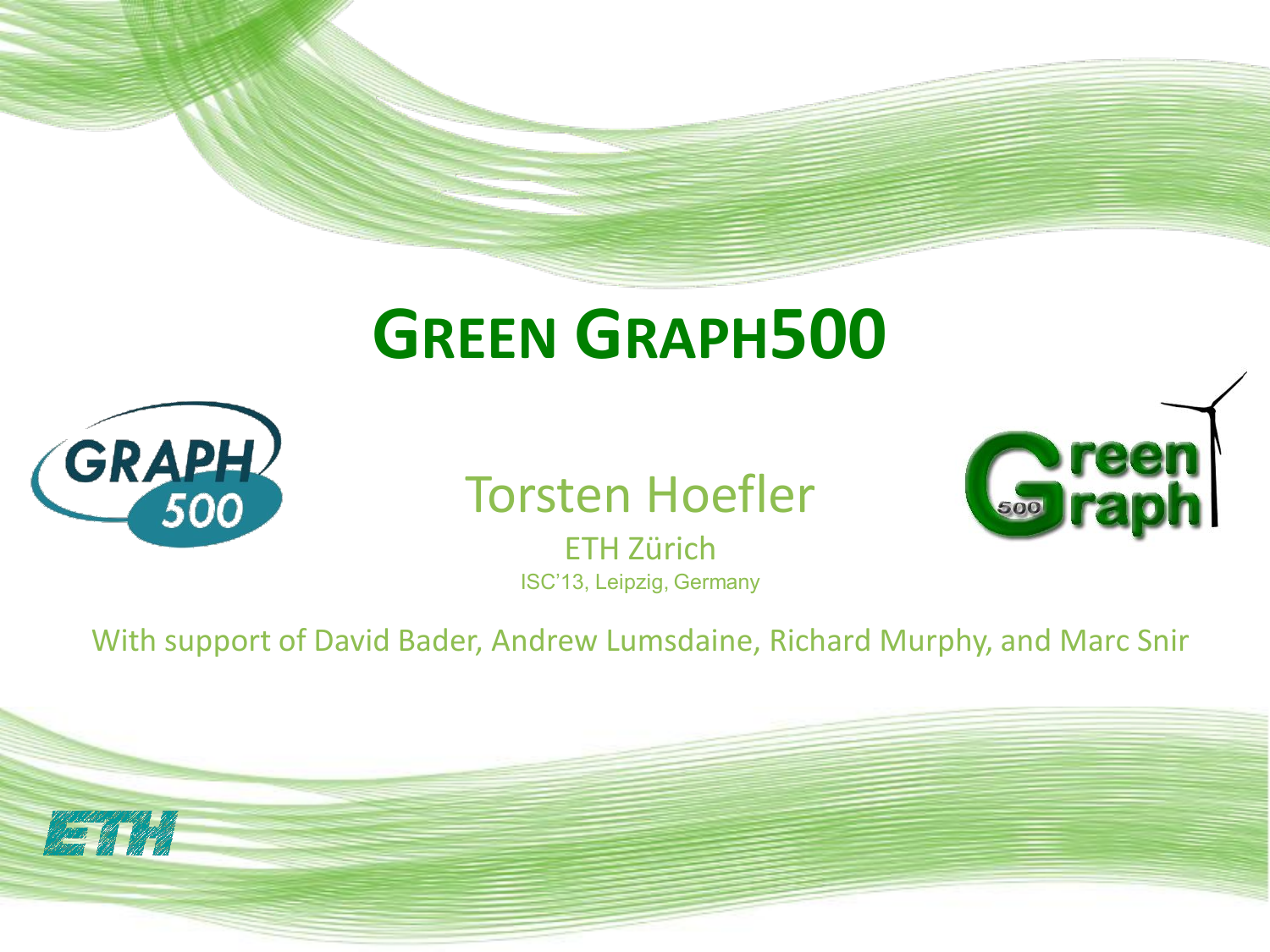# GREEN GRAPH500

Torsten Hoefler

ETH Zürich

ISC'13, Leipzig, Germany

With support of David Bader, Andrew Lumsdaine, Richard Murphy, and Marc Snir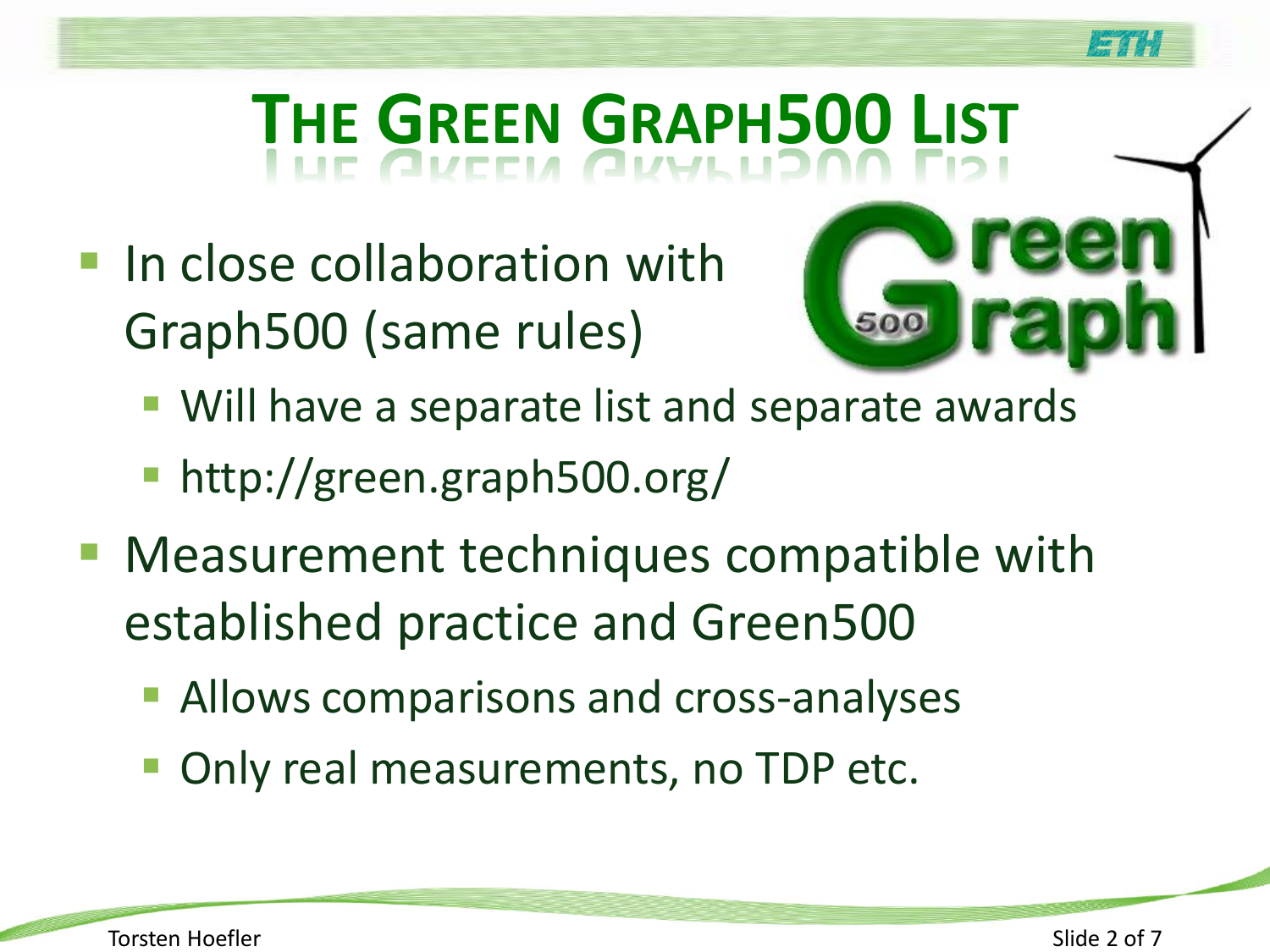# The Green Graph500 List

- In close collaboration with Graph500 (same rules)
  - Will have a separate list and separate awards
  - http://green.graph500.org/
- Measurement techniques compatible with established practice and Green500
  - Allows comparisons and cross-analyses
  - Only real measurements, no TDP etc.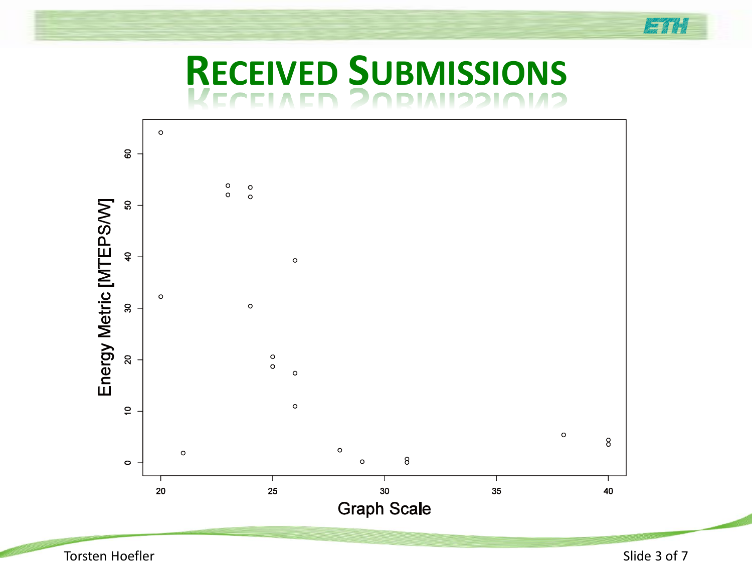# Received Submissions

Energy Metric [MTEPS/W]

Graph Scale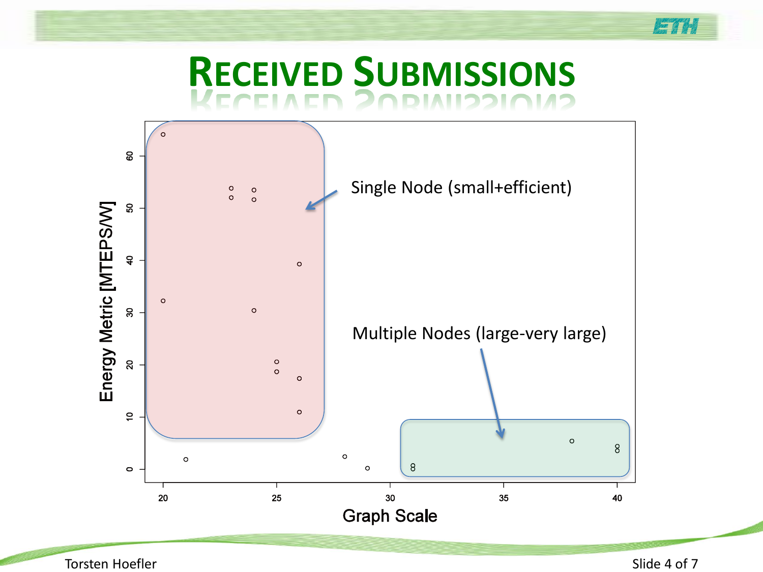# Received Submissions

Single Node (small+efficient)

Multiple Nodes (large-very large)

Energy Metric [MTEPS/W]

Graph Scale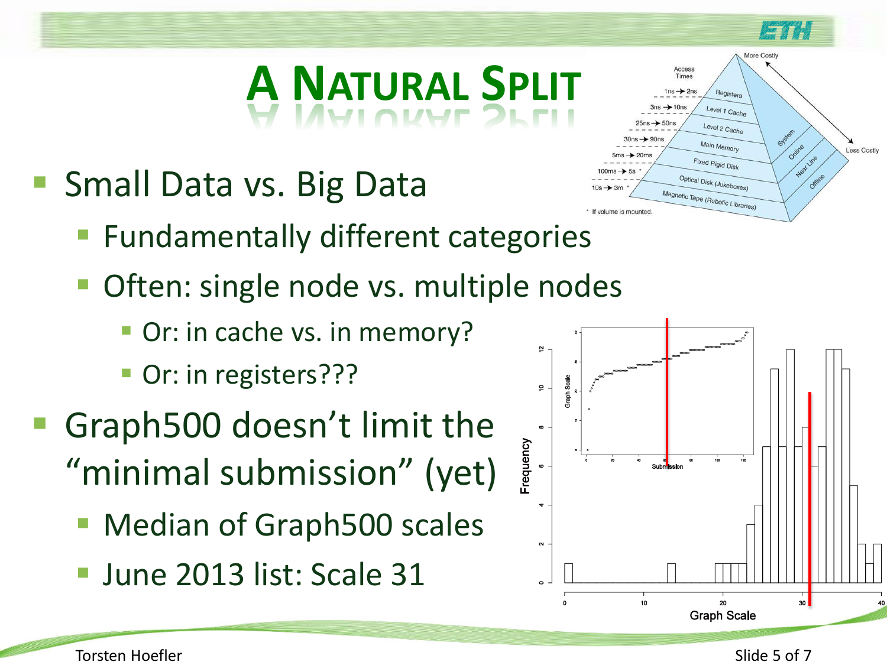# A Natural Split

- Small Data vs. Big Data
  - Fundamentally different categories
  - Often: single node vs. multiple nodes
    - Or: in cache vs. in memory?
    - Or: in registers???
- Graph500 doesn't limit the "minimal submission" (yet)
  - Median of Graph500 scales
  - June 2013 list: Scale 31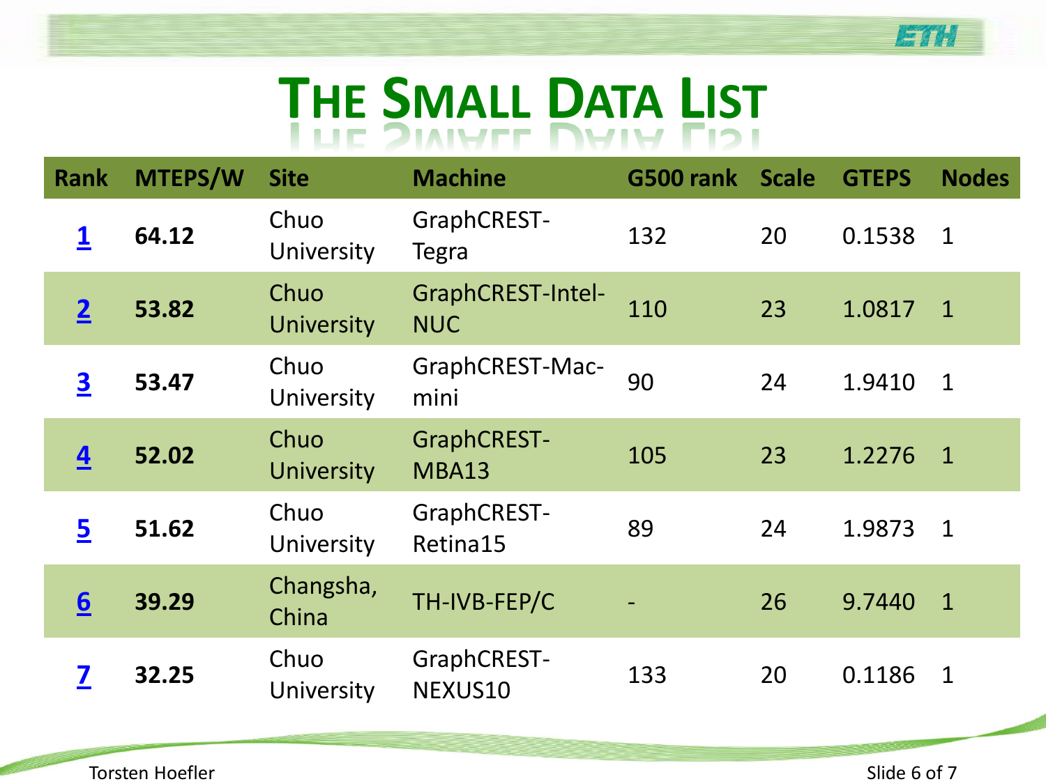# The Small Data List

| Rank | MTEPS/W | Site | Machine | G500 rank | Scale | GTEPS | Nodes |
|---|---|---|---|---|---|---|---|
| 1 | **64.12** | Chuo University | GraphCREST-Tegra | 132 | 20 | 0.1538 | 1 |
| 2 | **53.82** | Chuo University | GraphCREST-Intel-NUC | 110 | 23 | 1.0817 | 1 |
| 3 | **53.47** | Chuo University | GraphCREST-Mac-mini | 90 | 24 | 1.9410 | 1 |
| 4 | **52.02** | Chuo University | GraphCREST-MBA13 | 105 | 23 | 1.2276 | 1 |
| 5 | **51.62** | Chuo University | GraphCREST-Retina15 | 89 | 24 | 1.9873 | 1 |
| 6 | **39.29** | Changsha, China | TH-IVB-FEP/C | - | 26 | 9.7440 | 1 |
| 7 | **32.25** | Chuo University | GraphCREST-NEXUS10 | 133 | 20 | 0.1186 | 1 |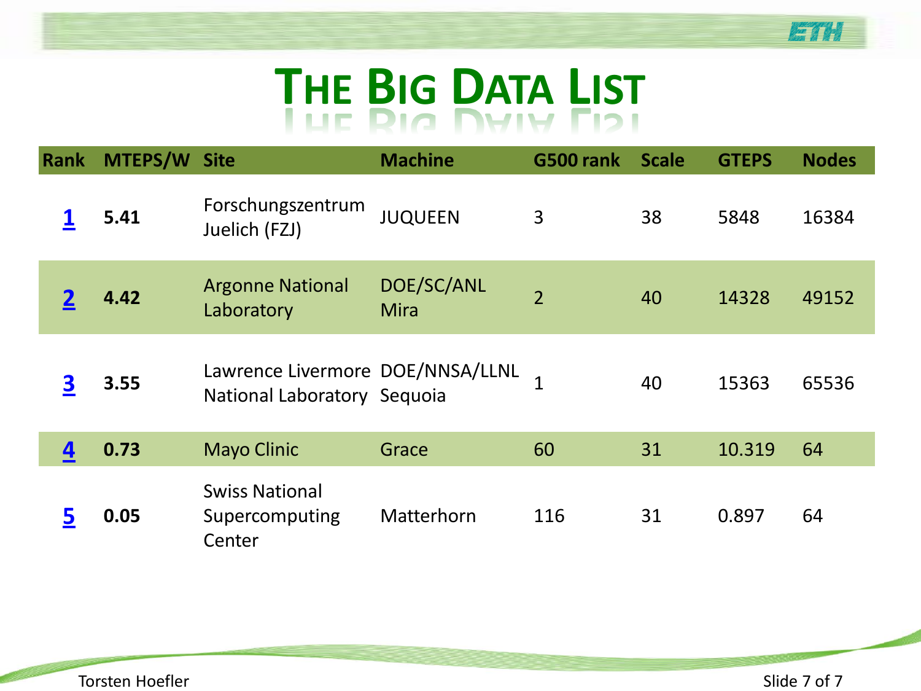# The Big Data List

| Rank | MTEPS/W | Site | Machine | G500 rank | Scale | GTEPS | Nodes |
|---|---|---|---|---|---|---|---|
| 1 | **5.41** | Forschungszentrum Juelich (FZJ) | JUQUEEN | 3 | 38 | 5848 | 16384 |
| 2 | **4.42** | Argonne National Laboratory | DOE/SC/ANL Mira | 2 | 40 | 14328 | 49152 |
| 3 | **3.55** | Lawrence Livermore National Laboratory | DOE/NNSA/LLNL Sequoia | 1 | 40 | 15363 | 65536 |
| 4 | **0.73** | Mayo Clinic | Grace | 60 | 31 | 10.319 | 64 |
| 5 | **0.05** | Swiss National Supercomputing Center | Matterhorn | 116 | 31 | 0.897 | 64 |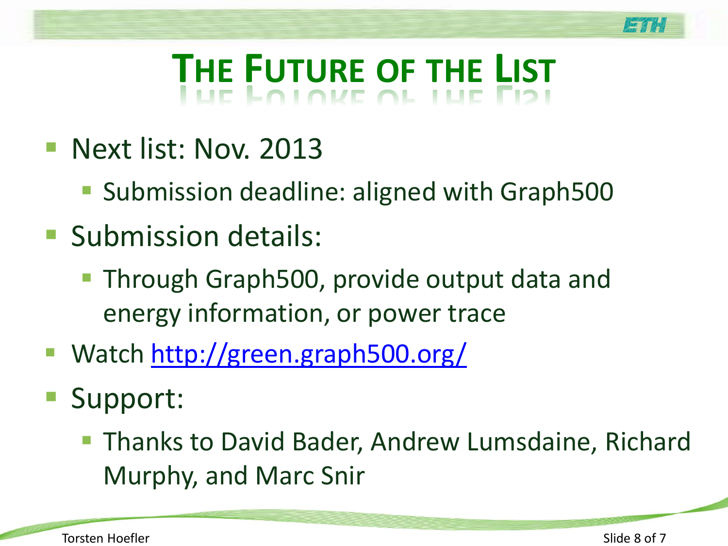# The Future of the List

- Next list: Nov. 2013
  - Submission deadline: aligned with Graph500
- Submission details:
  - Through Graph500, provide output data and energy information, or power trace
- Watch http://green.graph500.org/
- Support:
  - Thanks to David Bader, Andrew Lumsdaine, Richard Murphy, and Marc Snir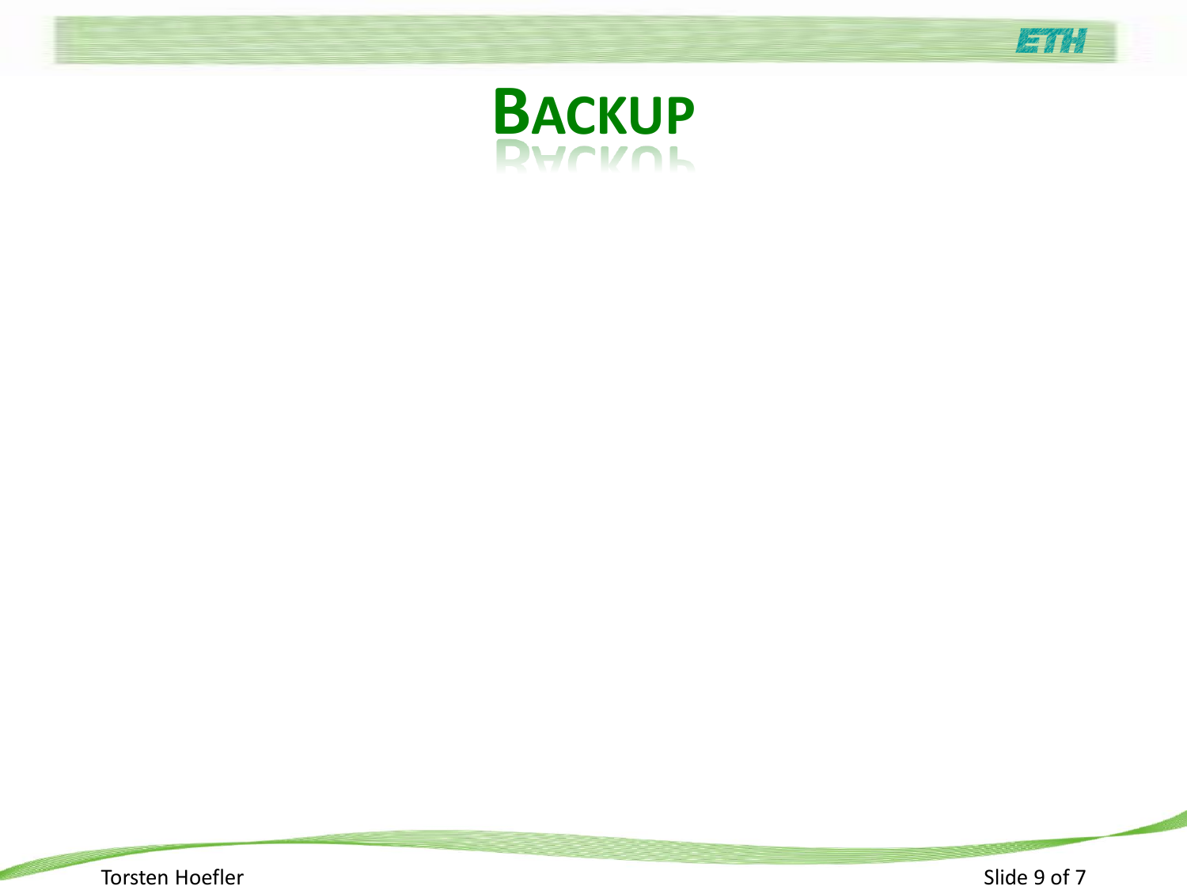# BACKUP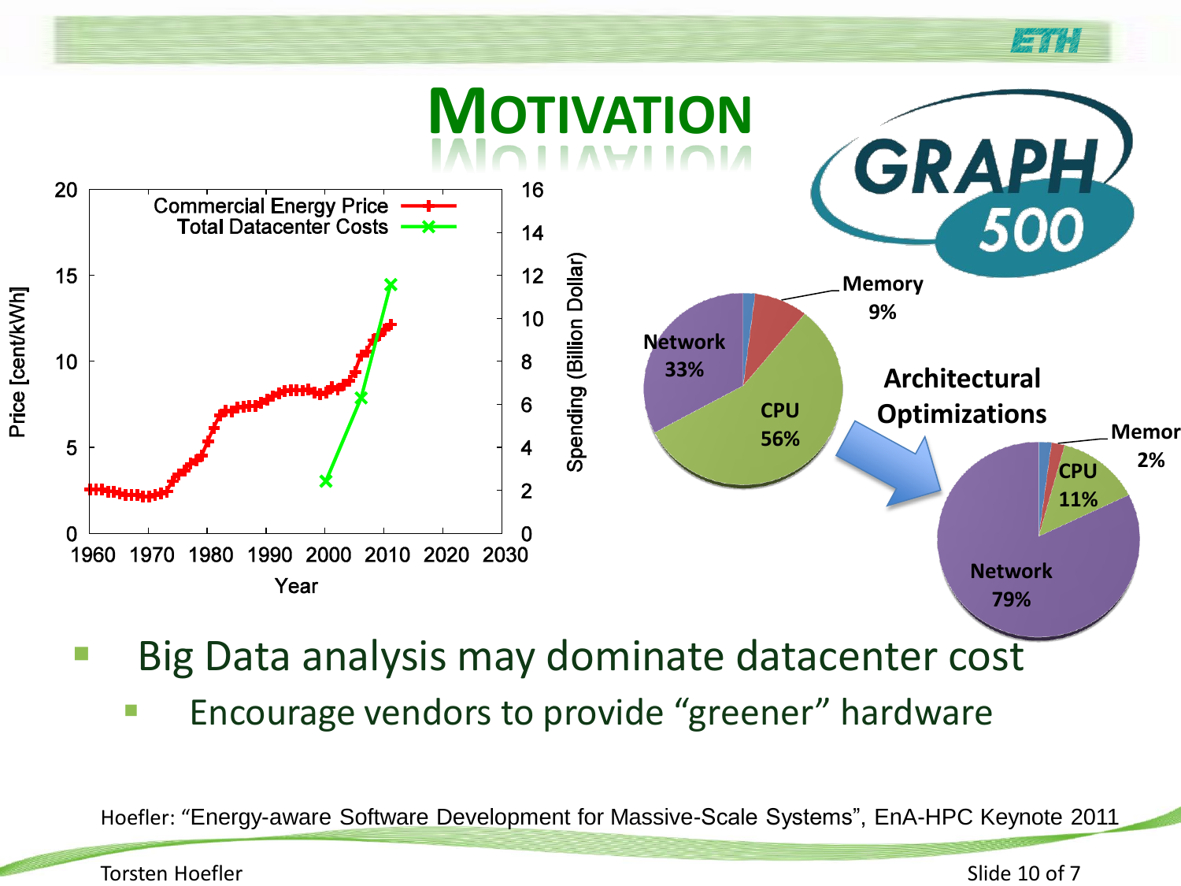# Motivation

Commercial Energy Price / Total Datacenter Costs

Network 33%, CPU 56%, Memory 9% → Architectural Optimizations → Network 79%, CPU 11%, Memory 2%

- Big Data analysis may dominate datacenter cost
  - Encourage vendors to provide "greener" hardware

Hoefler: "Energy-aware Software Development for Massive-Scale Systems", EnA-HPC Keynote 2011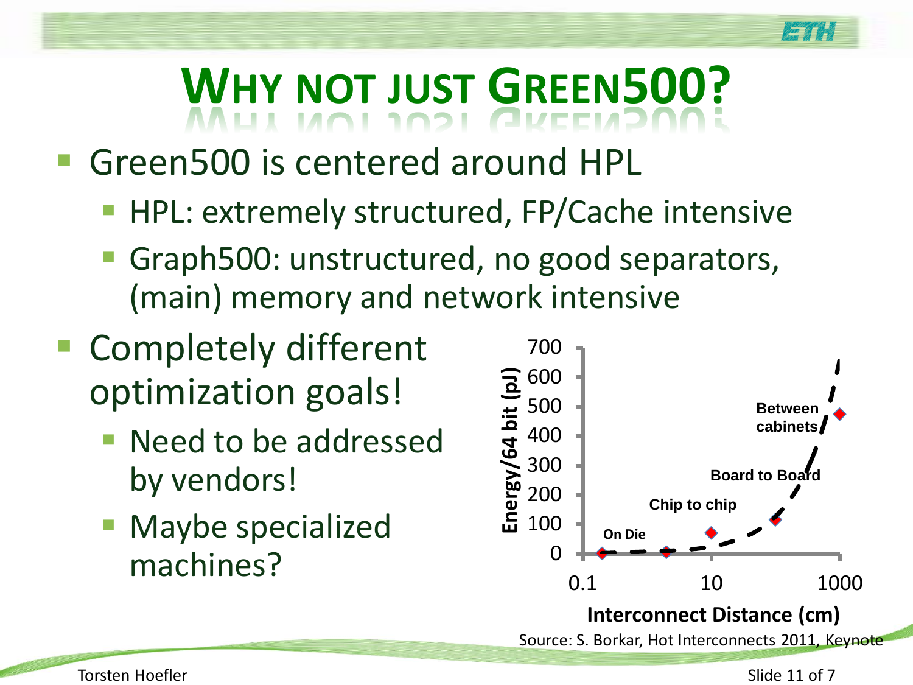# Why not just Green500?

- Green500 is centered around HPL
  - HPL: extremely structured, FP/Cache intensive
  - Graph500: unstructured, no good separators, (main) memory and network intensive
- Completely different optimization goals!
  - Need to be addressed by vendors!
  - Maybe specialized machines?

Energy/64 bit (pJ) vs. Interconnect Distance (cm): On Die, Chip to chip, Board to Board, Between cabinets

Source: S. Borkar, Hot Interconnects 2011, Keynote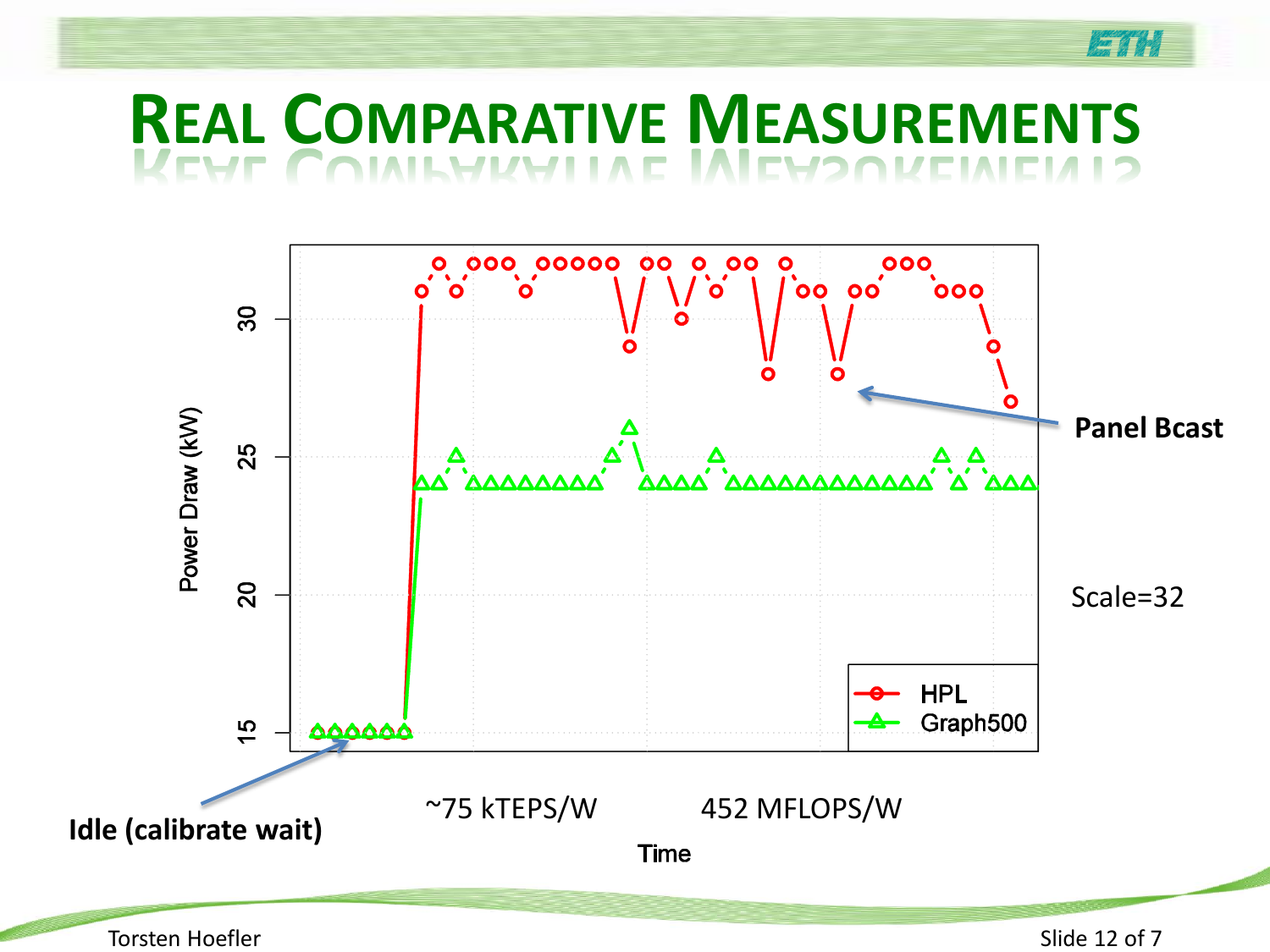# Real Comparative Measurements

Power Draw (kW)

HPL

Graph500

Panel Bcast

Scale=32

Idle (calibrate wait)

~75 kTEPS/W

452 MFLOPS/W

Time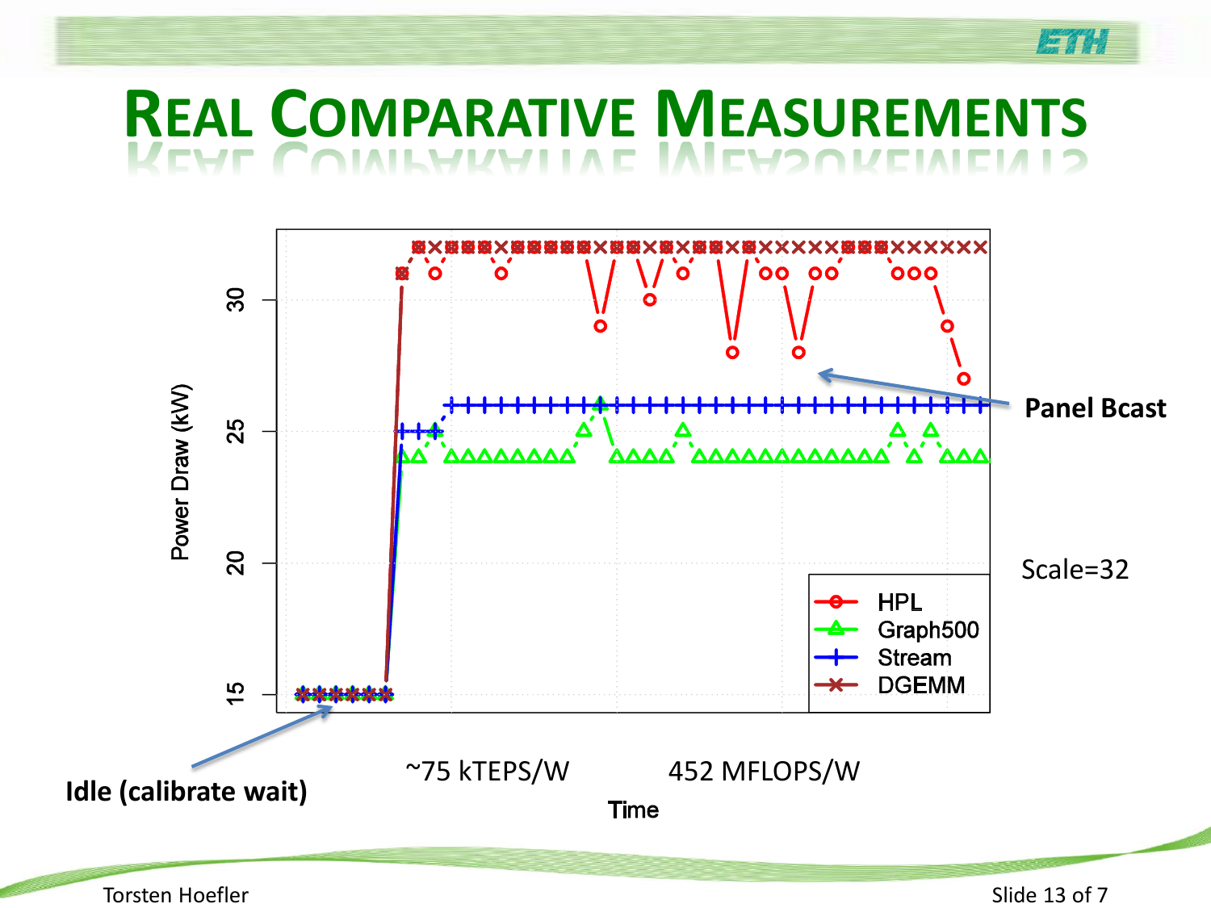# Real Comparative Measurements

Power Draw (kW)

30

25

20

15

Time

HPL

Graph500

Stream

DGEMM

Panel Bcast

Scale=32

Idle (calibrate wait)

~75 kTEPS/W

452 MFLOPS/W